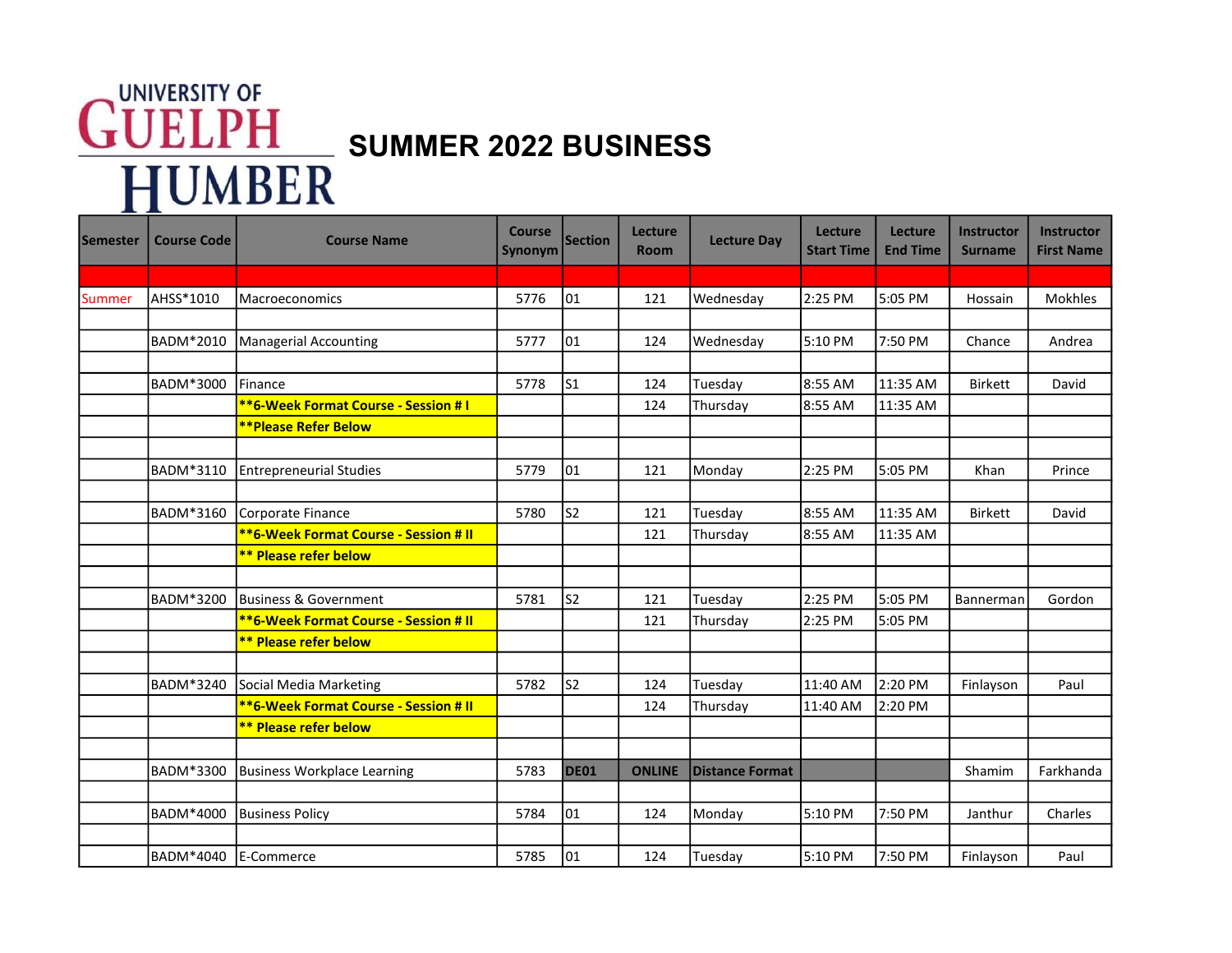UNIVERSITY OF GUELPH HUMBER

# SUMMER 2022 BUSINESS

| Semester | Course Code | Course Name | Course Synonym | Section | Lecture Room | Lecture Day | Lecture Start Time | Lecture End Time | Instructor Surname | Instructor First Name |
|---|---|---|---|---|---|---|---|---|---|---|
| | | | | | | | | | | |
| Summer | AHSS*1010 | Macroeconomics | 5776 | 01 | 121 | Wednesday | 2:25 PM | 5:05 PM | Hossain | Mokhles |
| | | | | | | | | | | |
| | BADM*2010 | Managerial Accounting | 5777 | 01 | 124 | Wednesday | 5:10 PM | 7:50 PM | Chance | Andrea |
| | | | | | | | | | | |
| | BADM*3000 | Finance | 5778 | S1 | 124 | Tuesday | 8:55 AM | 11:35 AM | Birkett | David |
| | | **\*\*6-Week Format Course - Session # I** | | | 124 | Thursday | 8:55 AM | 11:35 AM | | |
| | | **\*\*Please Refer Below** | | | | | | | | |
| | | | | | | | | | | |
| | BADM*3110 | Entrepreneurial Studies | 5779 | 01 | 121 | Monday | 2:25 PM | 5:05 PM | Khan | Prince |
| | | | | | | | | | | |
| | BADM*3160 | Corporate Finance | 5780 | S2 | 121 | Tuesday | 8:55 AM | 11:35 AM | Birkett | David |
| | | **\*\*6-Week Format Course - Session # II** | | | 121 | Thursday | 8:55 AM | 11:35 AM | | |
| | | **\*\* Please refer below** | | | | | | | | |
| | | | | | | | | | | |
| | BADM*3200 | Business & Government | 5781 | S2 | 121 | Tuesday | 2:25 PM | 5:05 PM | Bannerman | Gordon |
| | | **\*\*6-Week Format Course - Session # II** | | | 121 | Thursday | 2:25 PM | 5:05 PM | | |
| | | **\*\* Please refer below** | | | | | | | | |
| | | | | | | | | | | |
| | BADM*3240 | Social Media Marketing | 5782 | S2 | 124 | Tuesday | 11:40 AM | 2:20 PM | Finlayson | Paul |
| | | **\*\*6-Week Format Course - Session # II** | | | 124 | Thursday | 11:40 AM | 2:20 PM | | |
| | | **\*\* Please refer below** | | | | | | | | |
| | | | | | | | | | | |
| | BADM*3300 | Business Workplace Learning | 5783 | **DE01** | **ONLINE** | **Distance Format** | | | Shamim | Farkhanda |
| | | | | | | | | | | |
| | BADM*4000 | Business Policy | 5784 | 01 | 124 | Monday | 5:10 PM | 7:50 PM | Janthur | Charles |
| | | | | | | | | | | |
| | BADM*4040 | E-Commerce | 5785 | 01 | 124 | Tuesday | 5:10 PM | 7:50 PM | Finlayson | Paul |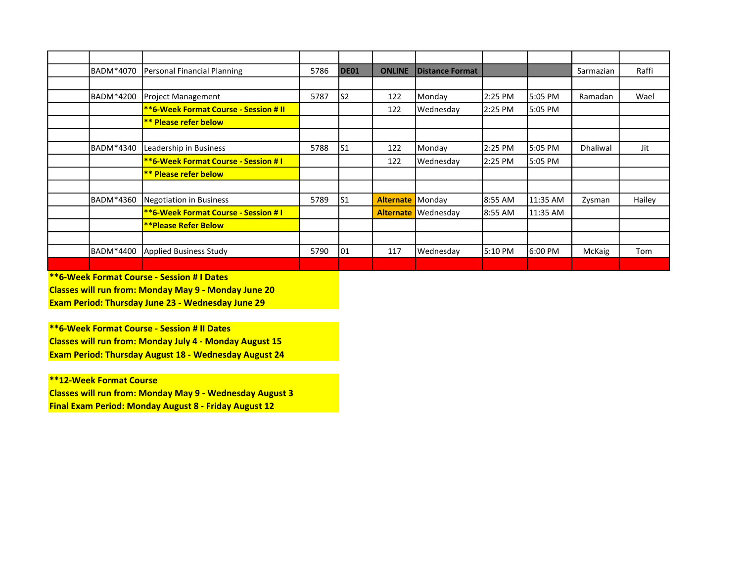| | | | | | | | | | | |
|---|---|---|---|---|---|---|---|---|---|---|
| | BADM*4070 | Personal Financial Planning | 5786 | DE01 | ONLINE | Distance Format | | | Sarmazian | Raffi |
| | | | | | | | | | | |
| | BADM*4200 | Project Management | 5787 | S2 | 122 | Monday | 2:25 PM | 5:05 PM | Ramadan | Wael |
| | | **6-Week Format Course - Session # II | | | 122 | Wednesday | 2:25 PM | 5:05 PM | | |
| | | ** Please refer below | | | | | | | | |
| | | | | | | | | | | |
| | BADM*4340 | Leadership in Business | 5788 | S1 | 122 | Monday | 2:25 PM | 5:05 PM | Dhaliwal | Jit |
| | | **6-Week Format Course - Session # I | | | 122 | Wednesday | 2:25 PM | 5:05 PM | | |
| | | ** Please refer below | | | | | | | | |
| | | | | | | | | | | |
| | BADM*4360 | Negotiation in Business | 5789 | S1 | Alternate | Monday | 8:55 AM | 11:35 AM | Zysman | Hailey |
| | | **6-Week Format Course - Session # I | | | Alternate | Wednesday | 8:55 AM | 11:35 AM | | |
| | | **Please Refer Below | | | | | | | | |
| | | | | | | | | | | |
| | BADM*4400 | Applied Business Study | 5790 | 01 | 117 | Wednesday | 5:10 PM | 6:00 PM | McKaig | Tom |

**\*\*6-Week Format Course - Session # I Dates**
**Classes will run from: Monday May 9 - Monday June 20**
**Exam Period: Thursday June 23 - Wednesday June 29**

**\*\*6-Week Format Course - Session # II Dates**
**Classes will run from: Monday July 4 - Monday August 15**
**Exam Period: Thursday August 18 - Wednesday August 24**

**\*\*12-Week Format Course**
**Classes will run from: Monday May 9 - Wednesday August 3**
**Final Exam Period: Monday August 8 - Friday August 12**